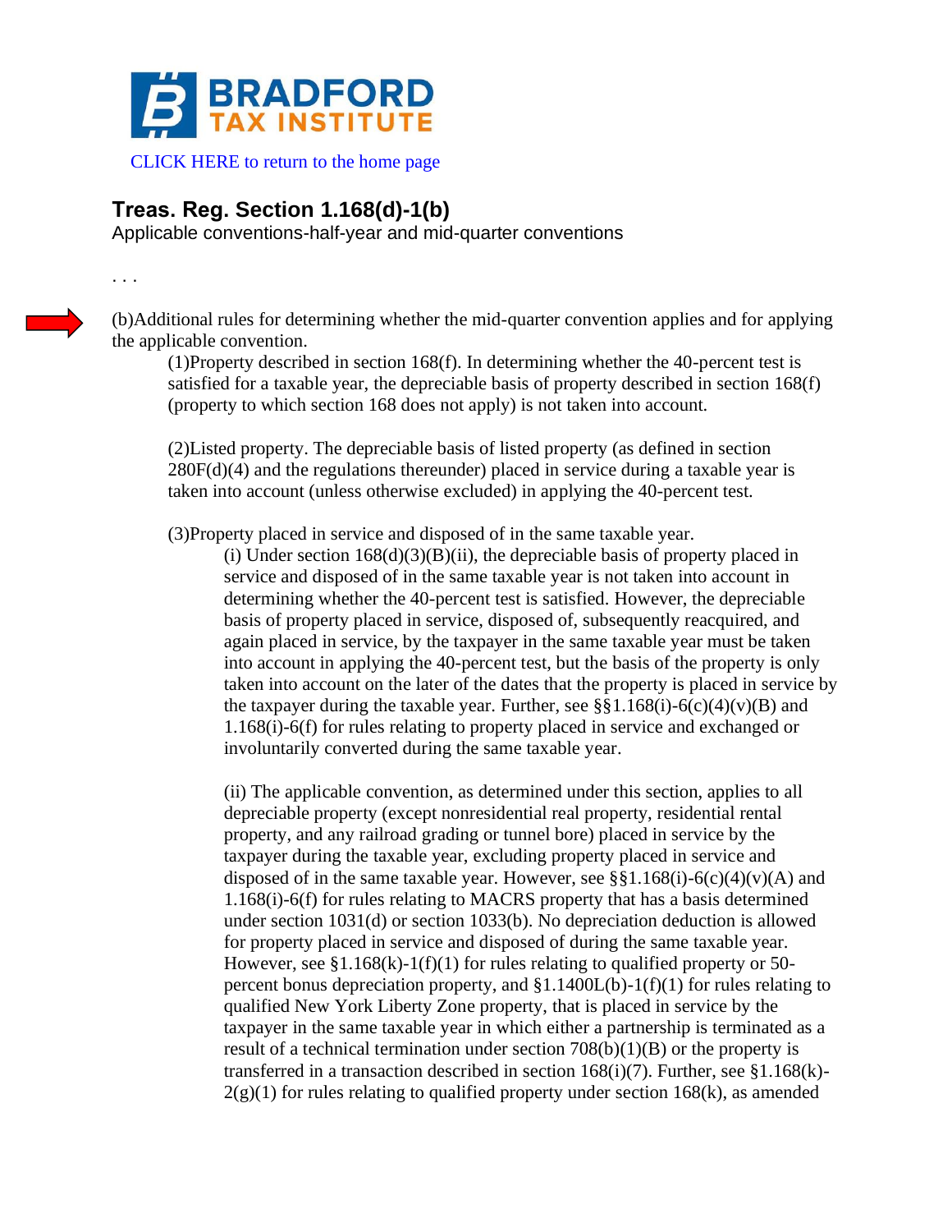**BRADFORD TAX INSTITUTE**

CLICK HERE to return to the home page

## Treas. Reg. Section 1.168(d)-1(b)

Applicable conventions-half-year and mid-quarter conventions

. . .

(b)Additional rules for determining whether the mid-quarter convention applies and for applying the applicable convention.

(1)Property described in section 168(f). In determining whether the 40-percent test is satisfied for a taxable year, the depreciable basis of property described in section 168(f) (property to which section 168 does not apply) is not taken into account.

(2)Listed property. The depreciable basis of listed property (as defined in section 280F(d)(4) and the regulations thereunder) placed in service during a taxable year is taken into account (unless otherwise excluded) in applying the 40-percent test.

(3)Property placed in service and disposed of in the same taxable year.

(i) Under section 168(d)(3)(B)(ii), the depreciable basis of property placed in service and disposed of in the same taxable year is not taken into account in determining whether the 40-percent test is satisfied. However, the depreciable basis of property placed in service, disposed of, subsequently reacquired, and again placed in service, by the taxpayer in the same taxable year must be taken into account in applying the 40-percent test, but the basis of the property is only taken into account on the later of the dates that the property is placed in service by the taxpayer during the taxable year. Further, see §§1.168(i)-6(c)(4)(v)(B) and 1.168(i)-6(f) for rules relating to property placed in service and exchanged or involuntarily converted during the same taxable year.

(ii) The applicable convention, as determined under this section, applies to all depreciable property (except nonresidential real property, residential rental property, and any railroad grading or tunnel bore) placed in service by the taxpayer during the taxable year, excluding property placed in service and disposed of in the same taxable year. However, see §§1.168(i)-6(c)(4)(v)(A) and 1.168(i)-6(f) for rules relating to MACRS property that has a basis determined under section 1031(d) or section 1033(b). No depreciation deduction is allowed for property placed in service and disposed of during the same taxable year. However, see §1.168(k)-1(f)(1) for rules relating to qualified property or 50-percent bonus depreciation property, and §1.1400L(b)-1(f)(1) for rules relating to qualified New York Liberty Zone property, that is placed in service by the taxpayer in the same taxable year in which either a partnership is terminated as a result of a technical termination under section 708(b)(1)(B) or the property is transferred in a transaction described in section 168(i)(7). Further, see §1.168(k)-2(g)(1) for rules relating to qualified property under section 168(k), as amended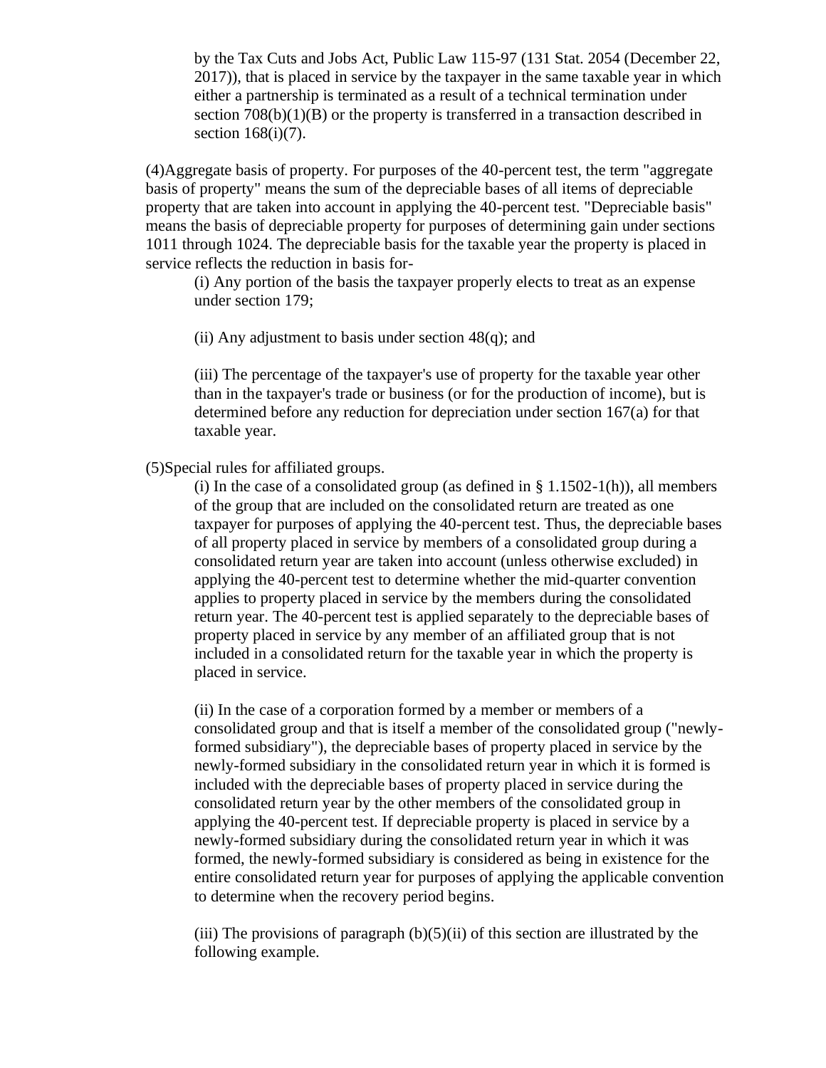by the Tax Cuts and Jobs Act, Public Law 115-97 (131 Stat. 2054 (December 22, 2017)), that is placed in service by the taxpayer in the same taxable year in which either a partnership is terminated as a result of a technical termination under section 708(b)(1)(B) or the property is transferred in a transaction described in section 168(i)(7).

(4)Aggregate basis of property. For purposes of the 40-percent test, the term "aggregate basis of property" means the sum of the depreciable bases of all items of depreciable property that are taken into account in applying the 40-percent test. "Depreciable basis" means the basis of depreciable property for purposes of determining gain under sections 1011 through 1024. The depreciable basis for the taxable year the property is placed in service reflects the reduction in basis for-

(i) Any portion of the basis the taxpayer properly elects to treat as an expense under section 179;

(ii) Any adjustment to basis under section 48(q); and

(iii) The percentage of the taxpayer's use of property for the taxable year other than in the taxpayer's trade or business (or for the production of income), but is determined before any reduction for depreciation under section 167(a) for that taxable year.

(5)Special rules for affiliated groups.

(i) In the case of a consolidated group (as defined in § 1.1502-1(h)), all members of the group that are included on the consolidated return are treated as one taxpayer for purposes of applying the 40-percent test. Thus, the depreciable bases of all property placed in service by members of a consolidated group during a consolidated return year are taken into account (unless otherwise excluded) in applying the 40-percent test to determine whether the mid-quarter convention applies to property placed in service by the members during the consolidated return year. The 40-percent test is applied separately to the depreciable bases of property placed in service by any member of an affiliated group that is not included in a consolidated return for the taxable year in which the property is placed in service.

(ii) In the case of a corporation formed by a member or members of a consolidated group and that is itself a member of the consolidated group ("newly-formed subsidiary"), the depreciable bases of property placed in service by the newly-formed subsidiary in the consolidated return year in which it is formed is included with the depreciable bases of property placed in service during the consolidated return year by the other members of the consolidated group in applying the 40-percent test. If depreciable property is placed in service by a newly-formed subsidiary during the consolidated return year in which it was formed, the newly-formed subsidiary is considered as being in existence for the entire consolidated return year for purposes of applying the applicable convention to determine when the recovery period begins.

(iii) The provisions of paragraph (b)(5)(ii) of this section are illustrated by the following example.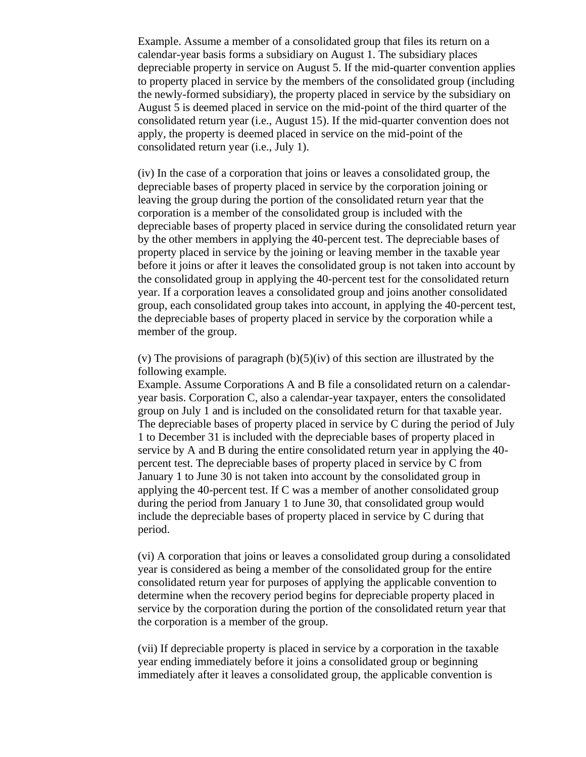Example. Assume a member of a consolidated group that files its return on a calendar-year basis forms a subsidiary on August 1. The subsidiary places depreciable property in service on August 5. If the mid-quarter convention applies to property placed in service by the members of the consolidated group (including the newly-formed subsidiary), the property placed in service by the subsidiary on August 5 is deemed placed in service on the mid-point of the third quarter of the consolidated return year (i.e., August 15). If the mid-quarter convention does not apply, the property is deemed placed in service on the mid-point of the consolidated return year (i.e., July 1).

(iv) In the case of a corporation that joins or leaves a consolidated group, the depreciable bases of property placed in service by the corporation joining or leaving the group during the portion of the consolidated return year that the corporation is a member of the consolidated group is included with the depreciable bases of property placed in service during the consolidated return year by the other members in applying the 40-percent test. The depreciable bases of property placed in service by the joining or leaving member in the taxable year before it joins or after it leaves the consolidated group is not taken into account by the consolidated group in applying the 40-percent test for the consolidated return year. If a corporation leaves a consolidated group and joins another consolidated group, each consolidated group takes into account, in applying the 40-percent test, the depreciable bases of property placed in service by the corporation while a member of the group.

(v) The provisions of paragraph (b)(5)(iv) of this section are illustrated by the following example.
Example. Assume Corporations A and B file a consolidated return on a calendar-year basis. Corporation C, also a calendar-year taxpayer, enters the consolidated group on July 1 and is included on the consolidated return for that taxable year. The depreciable bases of property placed in service by C during the period of July 1 to December 31 is included with the depreciable bases of property placed in service by A and B during the entire consolidated return year in applying the 40-percent test. The depreciable bases of property placed in service by C from January 1 to June 30 is not taken into account by the consolidated group in applying the 40-percent test. If C was a member of another consolidated group during the period from January 1 to June 30, that consolidated group would include the depreciable bases of property placed in service by C during that period.

(vi) A corporation that joins or leaves a consolidated group during a consolidated year is considered as being a member of the consolidated group for the entire consolidated return year for purposes of applying the applicable convention to determine when the recovery period begins for depreciable property placed in service by the corporation during the portion of the consolidated return year that the corporation is a member of the group.

(vii) If depreciable property is placed in service by a corporation in the taxable year ending immediately before it joins a consolidated group or beginning immediately after it leaves a consolidated group, the applicable convention is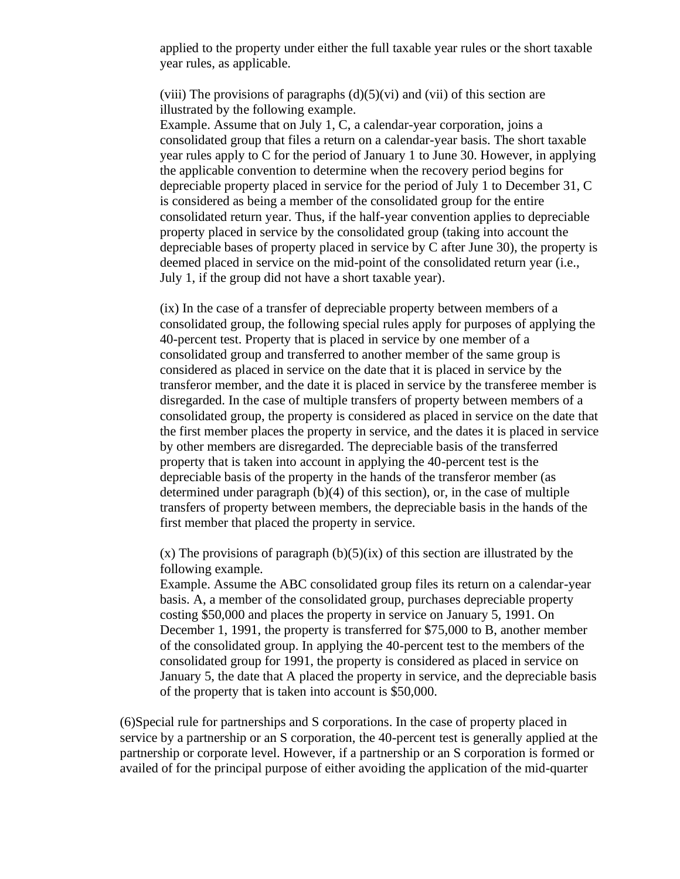applied to the property under either the full taxable year rules or the short taxable year rules, as applicable.

(viii) The provisions of paragraphs (d)(5)(vi) and (vii) of this section are illustrated by the following example.

Example. Assume that on July 1, C, a calendar-year corporation, joins a consolidated group that files a return on a calendar-year basis. The short taxable year rules apply to C for the period of January 1 to June 30. However, in applying the applicable convention to determine when the recovery period begins for depreciable property placed in service for the period of July 1 to December 31, C is considered as being a member of the consolidated group for the entire consolidated return year. Thus, if the half-year convention applies to depreciable property placed in service by the consolidated group (taking into account the depreciable bases of property placed in service by C after June 30), the property is deemed placed in service on the mid-point of the consolidated return year (i.e., July 1, if the group did not have a short taxable year).

(ix) In the case of a transfer of depreciable property between members of a consolidated group, the following special rules apply for purposes of applying the 40-percent test. Property that is placed in service by one member of a consolidated group and transferred to another member of the same group is considered as placed in service on the date that it is placed in service by the transferor member, and the date it is placed in service by the transferee member is disregarded. In the case of multiple transfers of property between members of a consolidated group, the property is considered as placed in service on the date that the first member places the property in service, and the dates it is placed in service by other members are disregarded. The depreciable basis of the transferred property that is taken into account in applying the 40-percent test is the depreciable basis of the property in the hands of the transferor member (as determined under paragraph (b)(4) of this section), or, in the case of multiple transfers of property between members, the depreciable basis in the hands of the first member that placed the property in service.

(x) The provisions of paragraph (b)(5)(ix) of this section are illustrated by the following example.

Example. Assume the ABC consolidated group files its return on a calendar-year basis. A, a member of the consolidated group, purchases depreciable property costing $50,000 and places the property in service on January 5, 1991. On December 1, 1991, the property is transferred for $75,000 to B, another member of the consolidated group. In applying the 40-percent test to the members of the consolidated group for 1991, the property is considered as placed in service on January 5, the date that A placed the property in service, and the depreciable basis of the property that is taken into account is $50,000.

(6)Special rule for partnerships and S corporations. In the case of property placed in service by a partnership or an S corporation, the 40-percent test is generally applied at the partnership or corporate level. However, if a partnership or an S corporation is formed or availed of for the principal purpose of either avoiding the application of the mid-quarter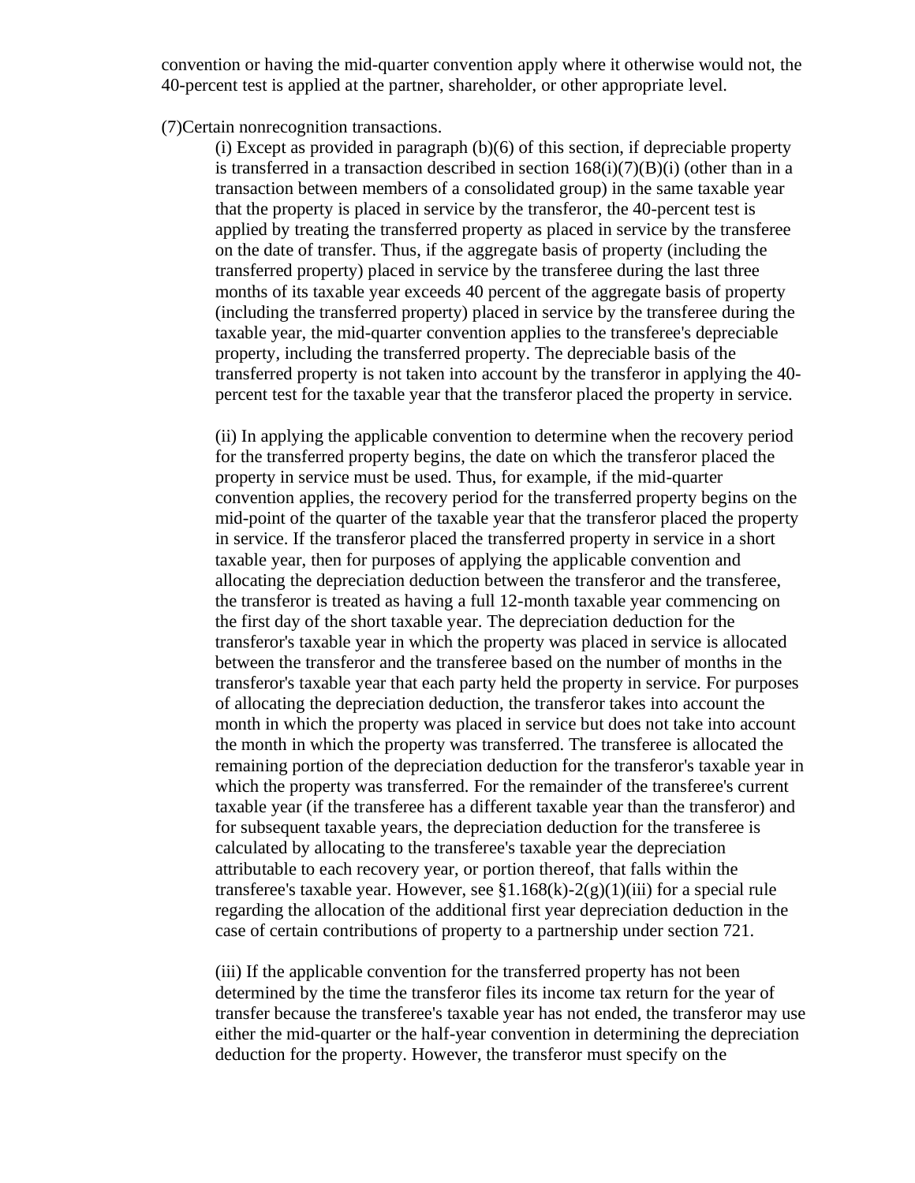convention or having the mid-quarter convention apply where it otherwise would not, the 40-percent test is applied at the partner, shareholder, or other appropriate level.

(7)Certain nonrecognition transactions.

(i) Except as provided in paragraph (b)(6) of this section, if depreciable property is transferred in a transaction described in section 168(i)(7)(B)(i) (other than in a transaction between members of a consolidated group) in the same taxable year that the property is placed in service by the transferor, the 40-percent test is applied by treating the transferred property as placed in service by the transferee on the date of transfer. Thus, if the aggregate basis of property (including the transferred property) placed in service by the transferee during the last three months of its taxable year exceeds 40 percent of the aggregate basis of property (including the transferred property) placed in service by the transferee during the taxable year, the mid-quarter convention applies to the transferee's depreciable property, including the transferred property. The depreciable basis of the transferred property is not taken into account by the transferor in applying the 40-percent test for the taxable year that the transferor placed the property in service.

(ii) In applying the applicable convention to determine when the recovery period for the transferred property begins, the date on which the transferor placed the property in service must be used. Thus, for example, if the mid-quarter convention applies, the recovery period for the transferred property begins on the mid-point of the quarter of the taxable year that the transferor placed the property in service. If the transferor placed the transferred property in service in a short taxable year, then for purposes of applying the applicable convention and allocating the depreciation deduction between the transferor and the transferee, the transferor is treated as having a full 12-month taxable year commencing on the first day of the short taxable year. The depreciation deduction for the transferor's taxable year in which the property was placed in service is allocated between the transferor and the transferee based on the number of months in the transferor's taxable year that each party held the property in service. For purposes of allocating the depreciation deduction, the transferor takes into account the month in which the property was placed in service but does not take into account the month in which the property was transferred. The transferee is allocated the remaining portion of the depreciation deduction for the transferor's taxable year in which the property was transferred. For the remainder of the transferee's current taxable year (if the transferee has a different taxable year than the transferor) and for subsequent taxable years, the depreciation deduction for the transferee is calculated by allocating to the transferee's taxable year the depreciation attributable to each recovery year, or portion thereof, that falls within the transferee's taxable year. However, see §1.168(k)-2(g)(1)(iii) for a special rule regarding the allocation of the additional first year depreciation deduction in the case of certain contributions of property to a partnership under section 721.

(iii) If the applicable convention for the transferred property has not been determined by the time the transferor files its income tax return for the year of transfer because the transferee's taxable year has not ended, the transferor may use either the mid-quarter or the half-year convention in determining the depreciation deduction for the property. However, the transferor must specify on the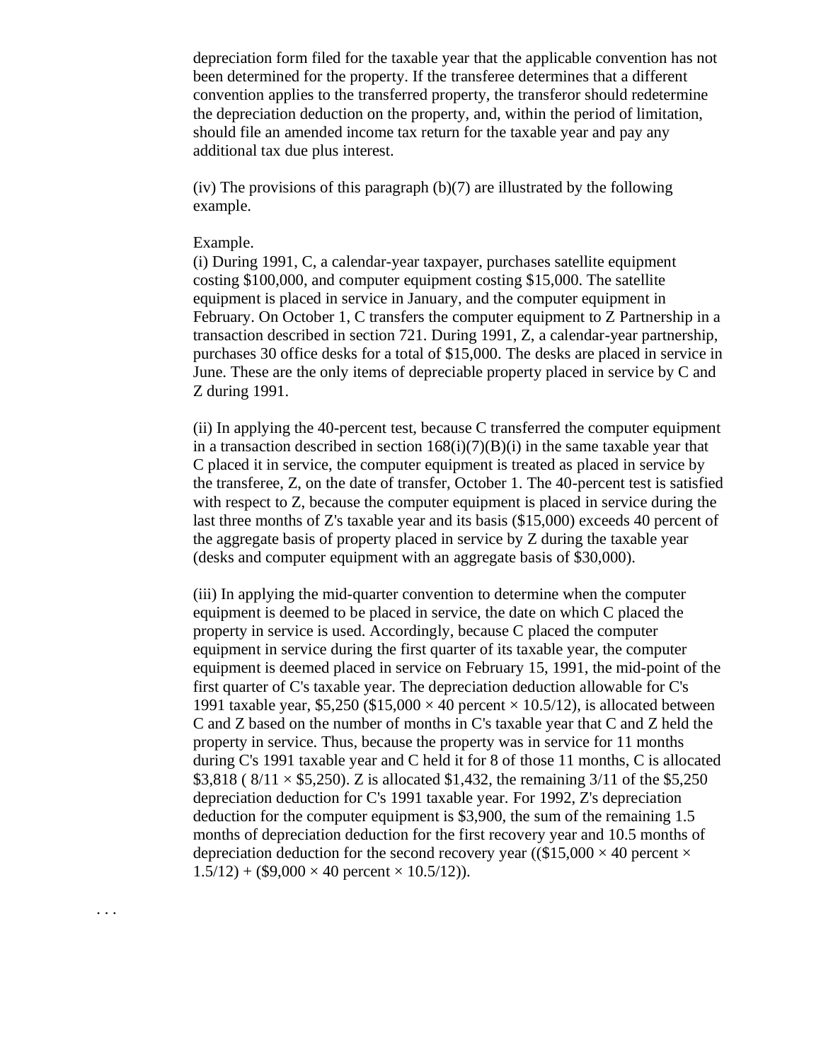depreciation form filed for the taxable year that the applicable convention has not been determined for the property. If the transferee determines that a different convention applies to the transferred property, the transferor should redetermine the depreciation deduction on the property, and, within the period of limitation, should file an amended income tax return for the taxable year and pay any additional tax due plus interest.

(iv) The provisions of this paragraph (b)(7) are illustrated by the following example.

Example.
(i) During 1991, C, a calendar-year taxpayer, purchases satellite equipment costing \$100,000, and computer equipment costing \$15,000. The satellite equipment is placed in service in January, and the computer equipment in February. On October 1, C transfers the computer equipment to Z Partnership in a transaction described in section 721. During 1991, Z, a calendar-year partnership, purchases 30 office desks for a total of \$15,000. The desks are placed in service in June. These are the only items of depreciable property placed in service by C and Z during 1991.

(ii) In applying the 40-percent test, because C transferred the computer equipment in a transaction described in section 168(i)(7)(B)(i) in the same taxable year that C placed it in service, the computer equipment is treated as placed in service by the transferee, Z, on the date of transfer, October 1. The 40-percent test is satisfied with respect to Z, because the computer equipment is placed in service during the last three months of Z's taxable year and its basis (\$15,000) exceeds 40 percent of the aggregate basis of property placed in service by Z during the taxable year (desks and computer equipment with an aggregate basis of \$30,000).

(iii) In applying the mid-quarter convention to determine when the computer equipment is deemed to be placed in service, the date on which C placed the property in service is used. Accordingly, because C placed the computer equipment in service during the first quarter of its taxable year, the computer equipment is deemed placed in service on February 15, 1991, the mid-point of the first quarter of C's taxable year. The depreciation deduction allowable for C's 1991 taxable year, \$5,250 (\$15,000 × 40 percent × 10.5/12), is allocated between C and Z based on the number of months in C's taxable year that C and Z held the property in service. Thus, because the property was in service for 11 months during C's 1991 taxable year and C held it for 8 of those 11 months, C is allocated \$3,818 ( 8/11 × \$5,250). Z is allocated \$1,432, the remaining 3/11 of the \$5,250 depreciation deduction for C's 1991 taxable year. For 1992, Z's depreciation deduction for the computer equipment is \$3,900, the sum of the remaining 1.5 months of depreciation deduction for the first recovery year and 10.5 months of depreciation deduction for the second recovery year ((\$15,000 × 40 percent × 1.5/12) + (\$9,000 × 40 percent × 10.5/12)).

. . .